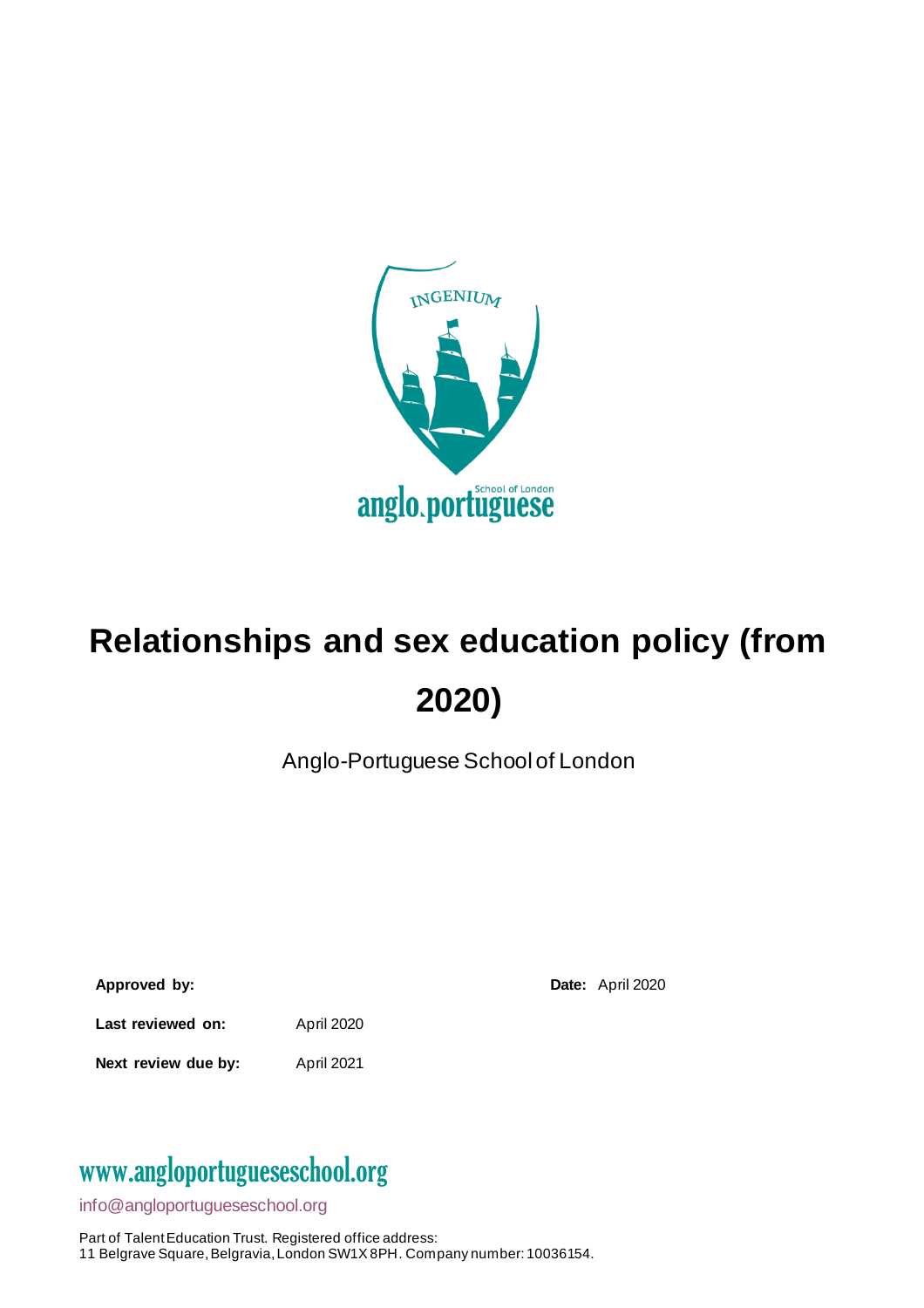# Relationships and sex education policy (from 2020)

Anglo-Portuguese School of London

| | | | |
|---|---|---|---|
| **Approved by:** | | **Date:** | April 2020 |
| **Last reviewed on:** | April 2020 | | |
| **Next review due by:** | April 2021 | | |

www.angloportugueseschool.org

info@angloportugueseschool.org

Part of Talent Education Trust. Registered office address:
11 Belgrave Square, Belgravia, London SW1X 8PH. Company number: 10036154.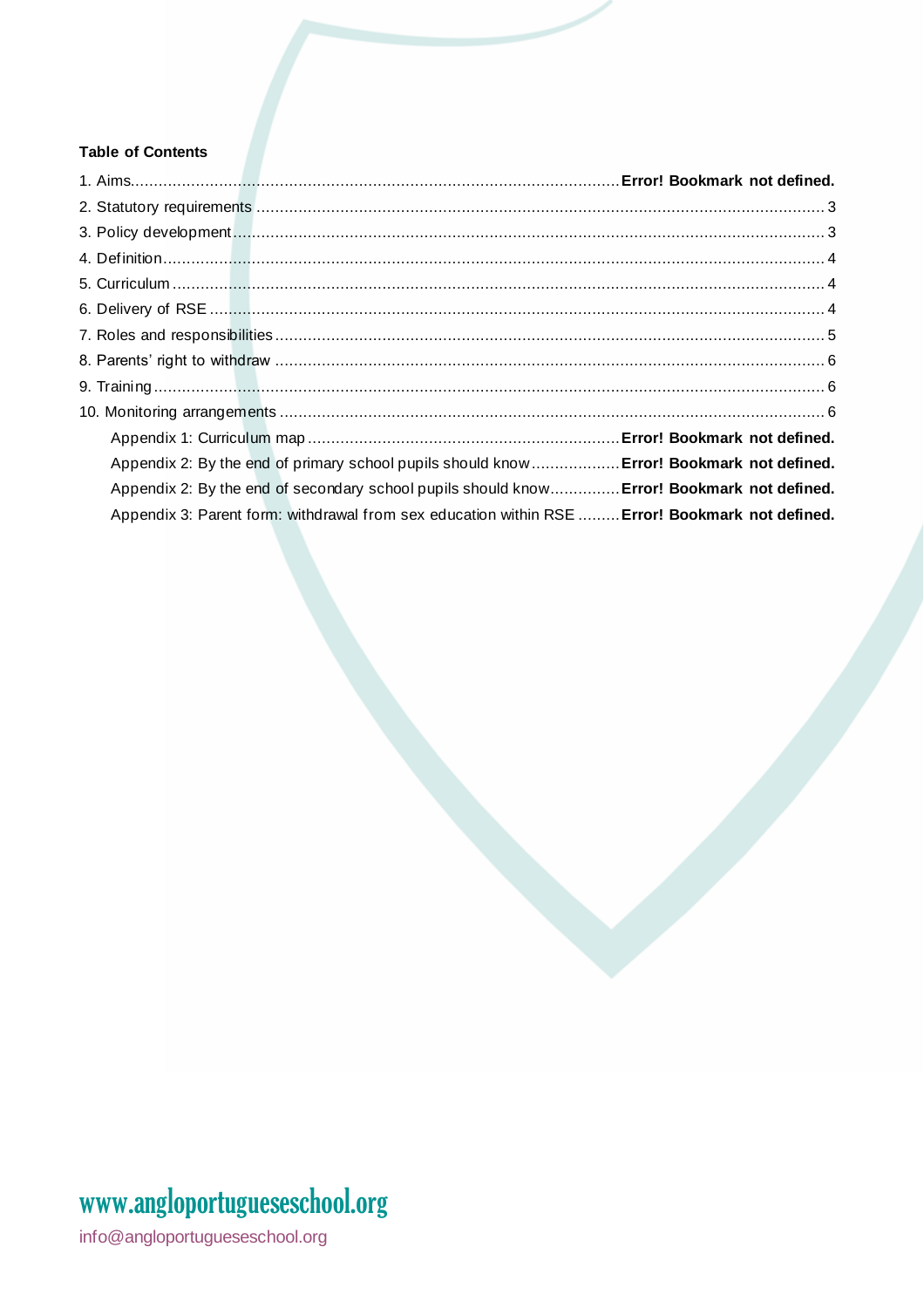**Table of Contents**

1. Aims........ **Error! Bookmark not defined.**
2. Statutory requirements ........ 3
3. Policy development ........ 3
4. Definition ........ 4
5. Curriculum ........ 4
6. Delivery of RSE ........ 4
7. Roles and responsibilities ........ 5
8. Parents' right to withdraw ........ 6
9. Training ........ 6
10. Monitoring arrangements ........ 6
    - Appendix 1: Curriculum map ........ **Error! Bookmark not defined.**
    - Appendix 2: By the end of primary school pupils should know ........ **Error! Bookmark not defined.**
    - Appendix 2: By the end of secondary school pupils should know ........ **Error! Bookmark not defined.**
    - Appendix 3: Parent form: withdrawal from sex education within RSE ........ **Error! Bookmark not defined.**

www.angloportugueseschool.org

info@angloportugueseschool.org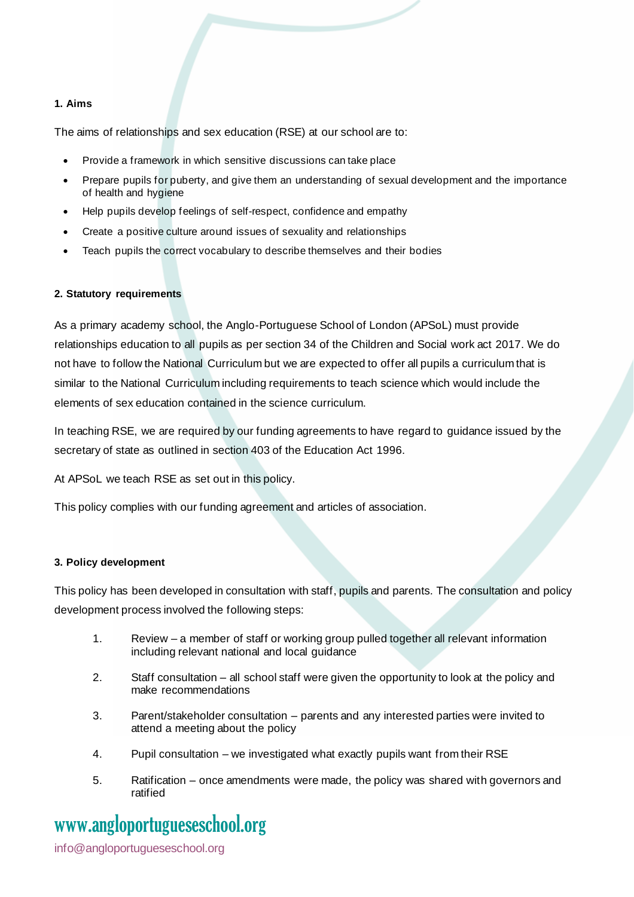## 1. Aims

The aims of relationships and sex education (RSE) at our school are to:

- Provide a framework in which sensitive discussions can take place
- Prepare pupils for puberty, and give them an understanding of sexual development and the importance of health and hygiene
- Help pupils develop feelings of self-respect, confidence and empathy
- Create a positive culture around issues of sexuality and relationships
- Teach pupils the correct vocabulary to describe themselves and their bodies

## 2. Statutory requirements

As a primary academy school, the Anglo-Portuguese School of London (APSoL) must provide relationships education to all pupils as per section 34 of the Children and Social work act 2017. We do not have to follow the National Curriculum but we are expected to offer all pupils a curriculum that is similar to the National Curriculum including requirements to teach science which would include the elements of sex education contained in the science curriculum.

In teaching RSE, we are required by our funding agreements to have regard to guidance issued by the secretary of state as outlined in section 403 of the Education Act 1996.

At APSoL we teach RSE as set out in this policy.

This policy complies with our funding agreement and articles of association.

## 3. Policy development

This policy has been developed in consultation with staff, pupils and parents. The consultation and policy development process involved the following steps:

1. Review – a member of staff or working group pulled together all relevant information including relevant national and local guidance
2. Staff consultation – all school staff were given the opportunity to look at the policy and make recommendations
3. Parent/stakeholder consultation – parents and any interested parties were invited to attend a meeting about the policy
4. Pupil consultation – we investigated what exactly pupils want from their RSE
5. Ratification – once amendments were made, the policy was shared with governors and ratified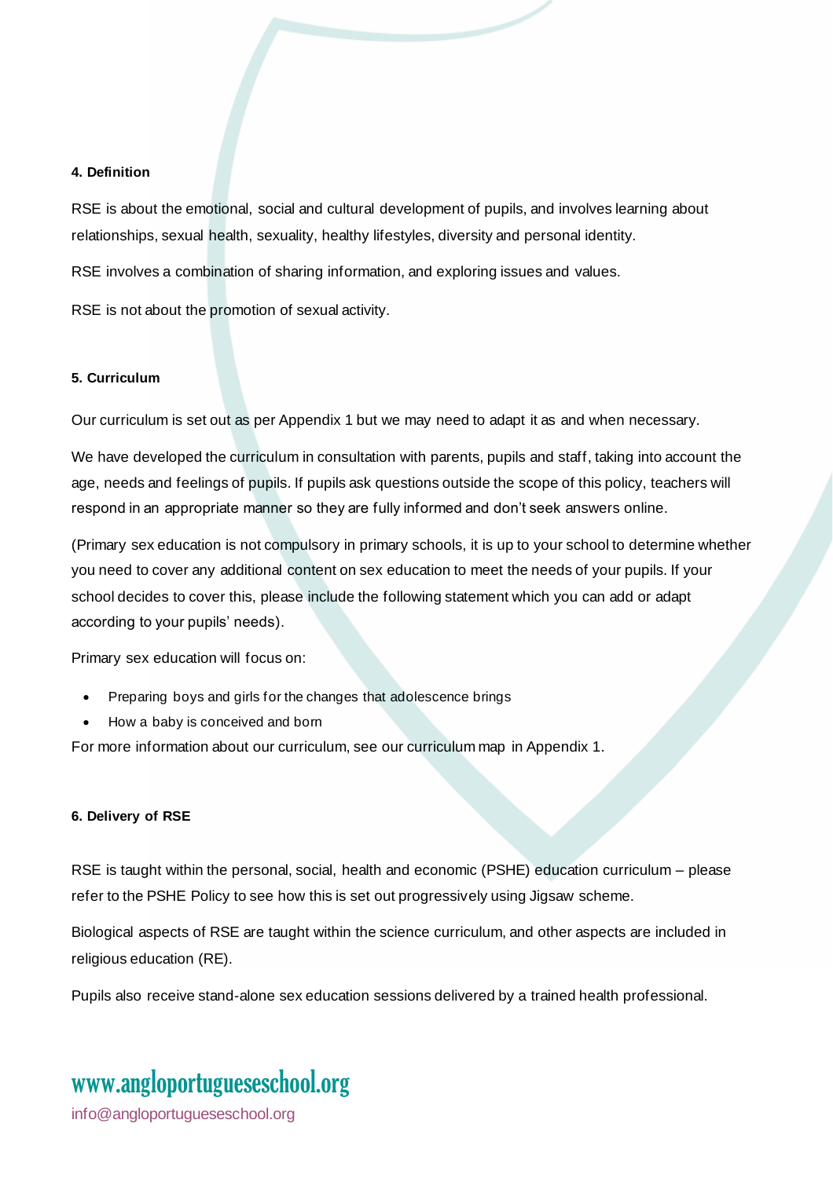#### 4. Definition

RSE is about the emotional, social and cultural development of pupils, and involves learning about relationships, sexual health, sexuality, healthy lifestyles, diversity and personal identity.

RSE involves a combination of sharing information, and exploring issues and values.

RSE is not about the promotion of sexual activity.

#### 5. Curriculum

Our curriculum is set out as per Appendix 1 but we may need to adapt it as and when necessary.

We have developed the curriculum in consultation with parents, pupils and staff, taking into account the age, needs and feelings of pupils. If pupils ask questions outside the scope of this policy, teachers will respond in an appropriate manner so they are fully informed and don't seek answers online.

(Primary sex education is not compulsory in primary schools, it is up to your school to determine whether you need to cover any additional content on sex education to meet the needs of your pupils. If your school decides to cover this, please include the following statement which you can add or adapt according to your pupils' needs).

Primary sex education will focus on:

- Preparing boys and girls for the changes that adolescence brings
- How a baby is conceived and born

For more information about our curriculum, see our curriculum map in Appendix 1.

#### 6. Delivery of RSE

RSE is taught within the personal, social, health and economic (PSHE) education curriculum – please refer to the PSHE Policy to see how this is set out progressively using Jigsaw scheme.

Biological aspects of RSE are taught within the science curriculum, and other aspects are included in religious education (RE).

Pupils also receive stand-alone sex education sessions delivered by a trained health professional.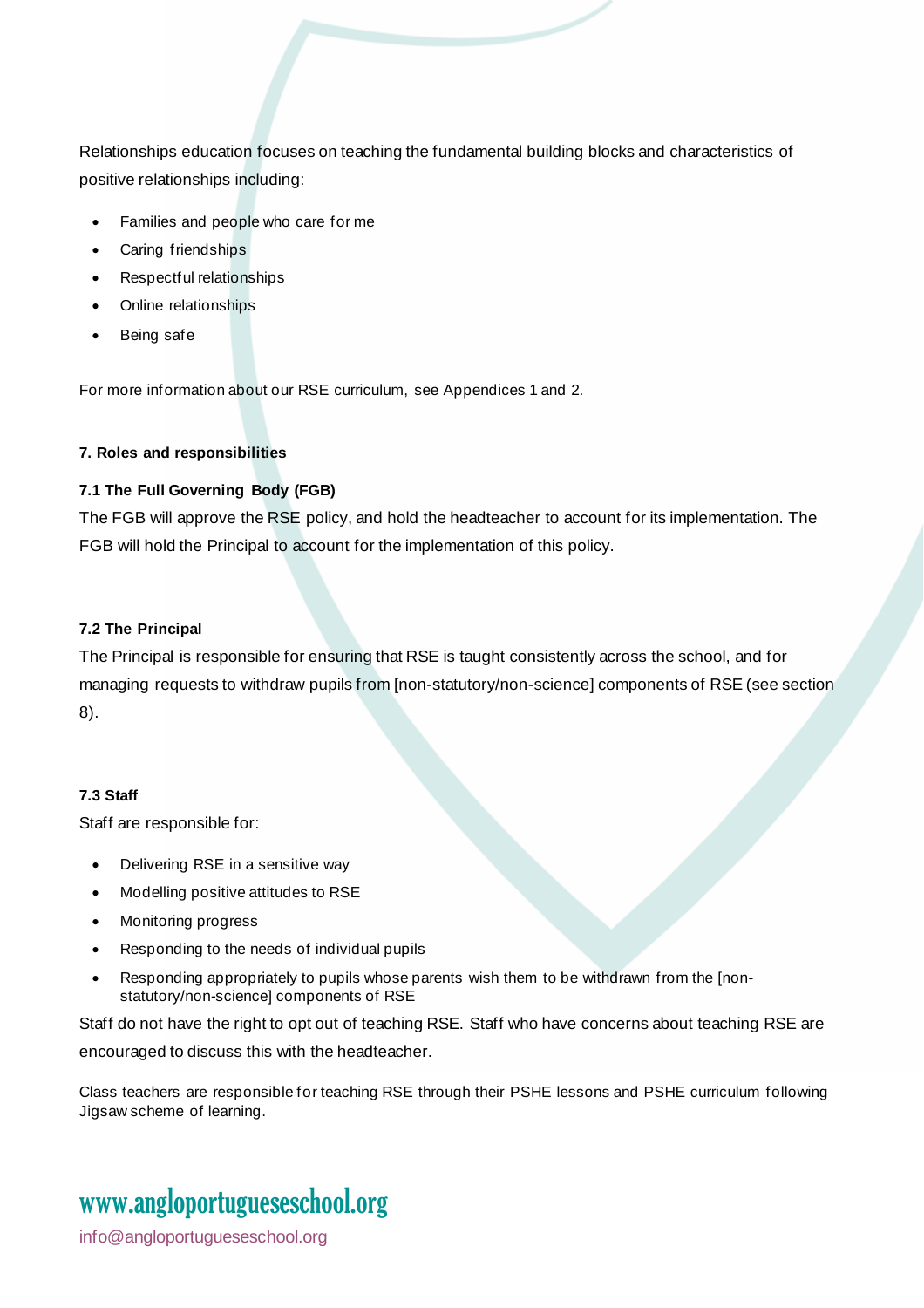Relationships education focuses on teaching the fundamental building blocks and characteristics of positive relationships including:

- Families and people who care for me
- Caring friendships
- Respectful relationships
- Online relationships
- Being safe

For more information about our RSE curriculum, see Appendices 1 and 2.

## 7. Roles and responsibilities

### 7.1 The Full Governing Body (FGB)

The FGB will approve the RSE policy, and hold the headteacher to account for its implementation. The FGB will hold the Principal to account for the implementation of this policy.

### 7.2 The Principal

The Principal is responsible for ensuring that RSE is taught consistently across the school, and for managing requests to withdraw pupils from [non-statutory/non-science] components of RSE (see section 8).

### 7.3 Staff

Staff are responsible for:

- Delivering RSE in a sensitive way
- Modelling positive attitudes to RSE
- Monitoring progress
- Responding to the needs of individual pupils
- Responding appropriately to pupils whose parents wish them to be withdrawn from the [non-statutory/non-science] components of RSE

Staff do not have the right to opt out of teaching RSE. Staff who have concerns about teaching RSE are encouraged to discuss this with the headteacher.

Class teachers are responsible for teaching RSE through their PSHE lessons and PSHE curriculum following Jigsaw scheme of learning.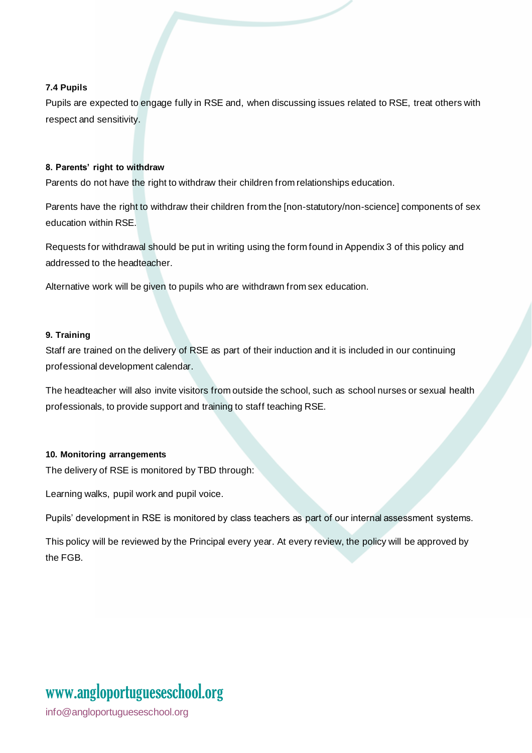### 7.4 Pupils

Pupils are expected to engage fully in RSE and, when discussing issues related to RSE, treat others with respect and sensitivity.

## 8. Parents' right to withdraw

Parents do not have the right to withdraw their children from relationships education.

Parents have the right to withdraw their children from the [non-statutory/non-science] components of sex education within RSE.

Requests for withdrawal should be put in writing using the form found in Appendix 3 of this policy and addressed to the headteacher.

Alternative work will be given to pupils who are withdrawn from sex education.

## 9. Training

Staff are trained on the delivery of RSE as part of their induction and it is included in our continuing professional development calendar.

The headteacher will also invite visitors from outside the school, such as school nurses or sexual health professionals, to provide support and training to staff teaching RSE.

## 10. Monitoring arrangements

The delivery of RSE is monitored by TBD through:

Learning walks, pupil work and pupil voice.

Pupils' development in RSE is monitored by class teachers as part of our internal assessment systems.

This policy will be reviewed by the Principal every year. At every review, the policy will be approved by the FGB.